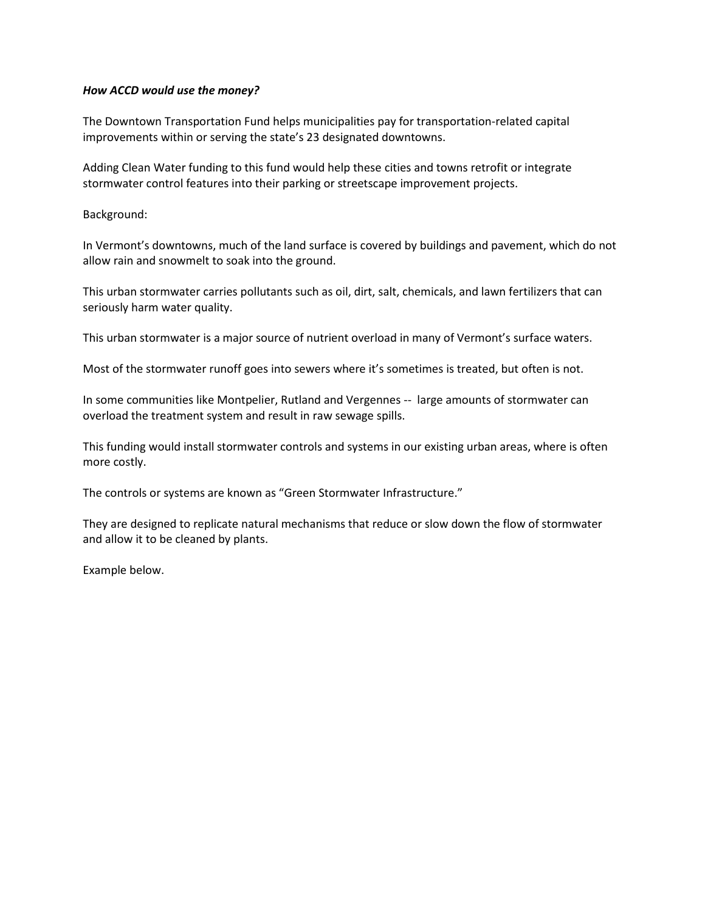***How ACCD would use the money?***

The Downtown Transportation Fund helps municipalities pay for transportation-related capital improvements within or serving the state's 23 designated downtowns.

Adding Clean Water funding to this fund would help these cities and towns retrofit or integrate stormwater control features into their parking or streetscape improvement projects.

Background:

In Vermont's downtowns, much of the land surface is covered by buildings and pavement, which do not allow rain and snowmelt to soak into the ground.

This urban stormwater carries pollutants such as oil, dirt, salt, chemicals, and lawn fertilizers that can seriously harm water quality.

This urban stormwater is a major source of nutrient overload in many of Vermont's surface waters.

Most of the stormwater runoff goes into sewers where it's sometimes is treated, but often is not.

In some communities like Montpelier, Rutland and Vergennes -- large amounts of stormwater can overload the treatment system and result in raw sewage spills.

This funding would install stormwater controls and systems in our existing urban areas, where is often more costly.

The controls or systems are known as "Green Stormwater Infrastructure."

They are designed to replicate natural mechanisms that reduce or slow down the flow of stormwater and allow it to be cleaned by plants.

Example below.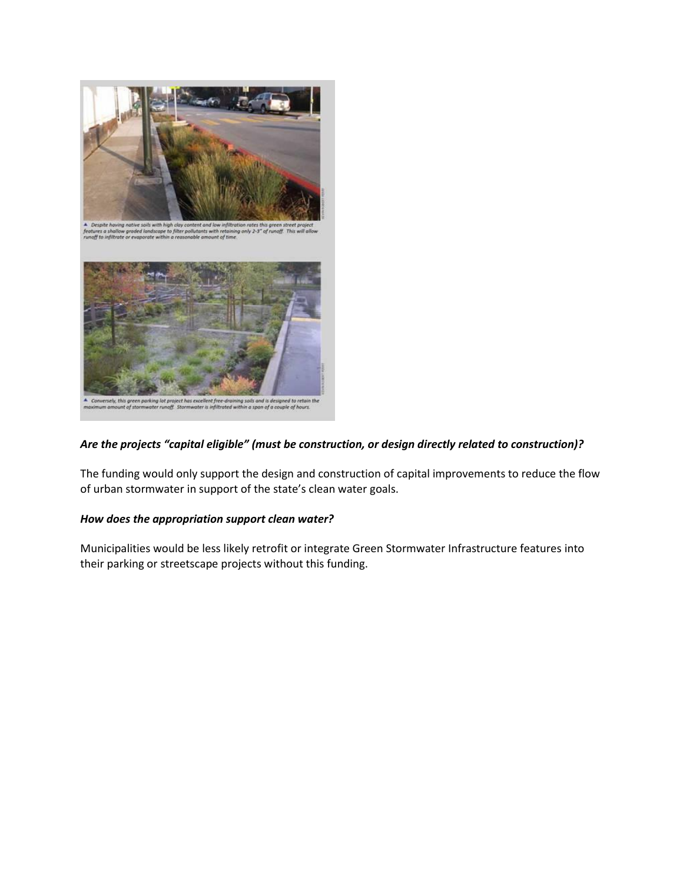▲ Despite having native soils with high clay content and low infiltration rates this green street project features a shallow graded landscape to filter pollutants with retaining only 2-3" of runoff. This will allow runoff to infiltrate or evaporate within a reasonable amount of time.

▲ Conversely, this green parking lot project has excellent free-draining soils and is designed to retain the maximum amount of stormwater runoff. Stormwater is infiltrated within a span of a couple of hours.

***Are the projects "capital eligible" (must be construction, or design directly related to construction)?***

The funding would only support the design and construction of capital improvements to reduce the flow of urban stormwater in support of the state's clean water goals.

***How does the appropriation support clean water?***

Municipalities would be less likely retrofit or integrate Green Stormwater Infrastructure features into their parking or streetscape projects without this funding.